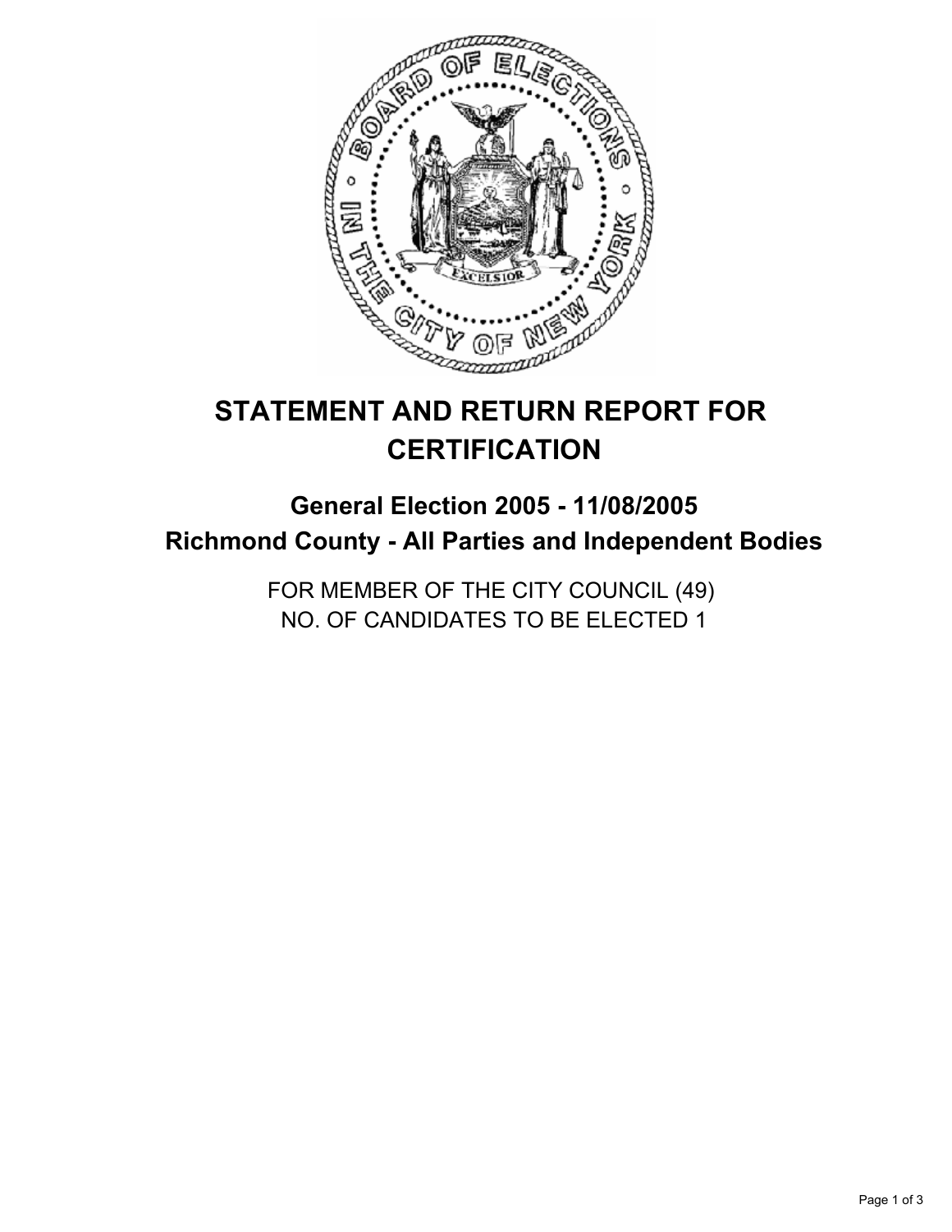# STATEMENT AND RETURN REPORT FOR CERTIFICATION

## General Election 2005 - 11/08/2005
## Richmond County - All Parties and Independent Bodies

FOR MEMBER OF THE CITY COUNCIL (49)
NO. OF CANDIDATES TO BE ELECTED 1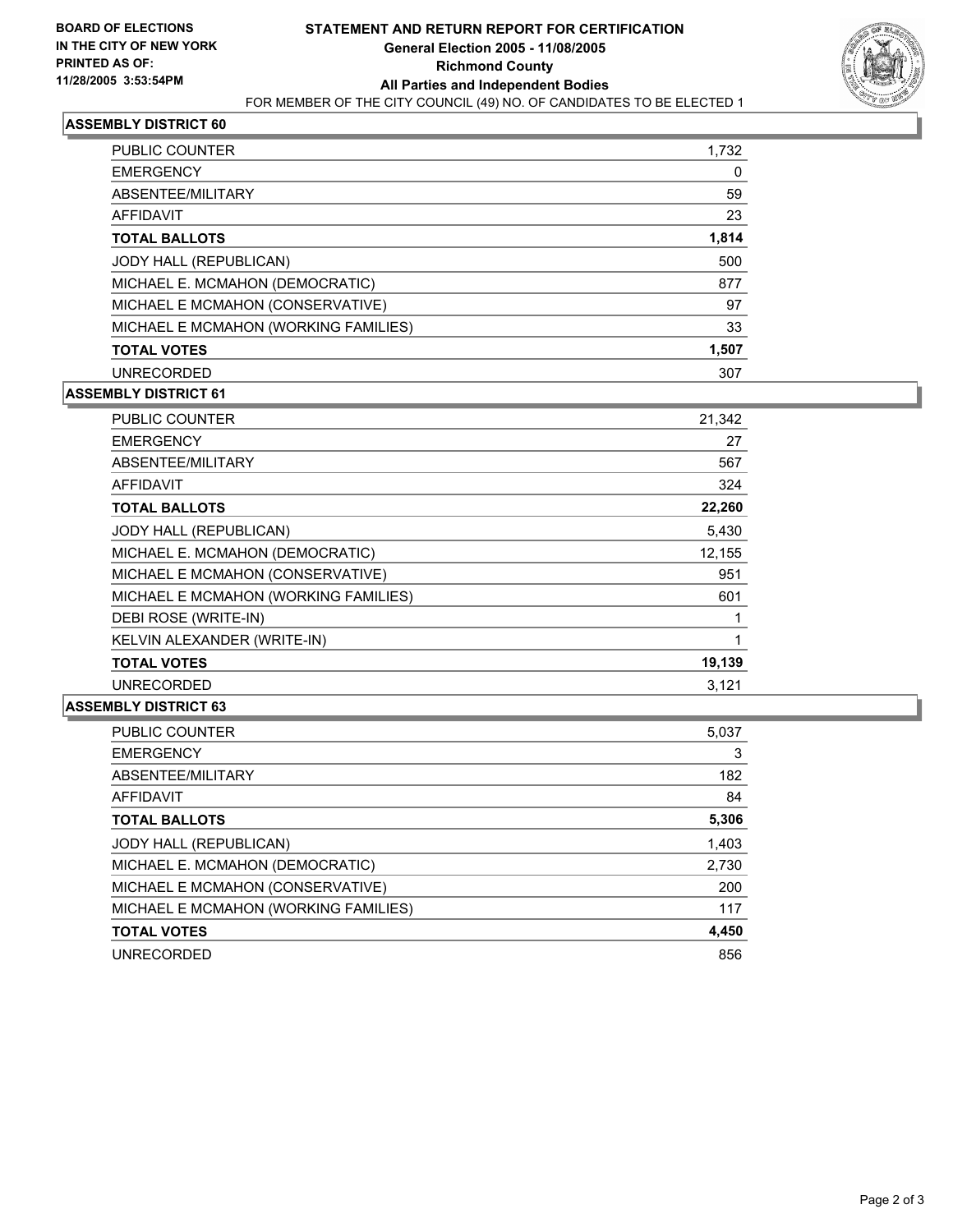**BOARD OF ELECTIONS IN THE CITY OF NEW YORK PRINTED AS OF: 11/28/2005 3:53:54PM**

# STATEMENT AND RETURN REPORT FOR CERTIFICATION

**General Election 2005 - 11/08/2005**
**Richmond County**
**All Parties and Independent Bodies**
FOR MEMBER OF THE CITY COUNCIL (49) NO. OF CANDIDATES TO BE ELECTED 1

## ASSEMBLY DISTRICT 60

| | |
|---|---|
| PUBLIC COUNTER | 1,732 |
| EMERGENCY | 0 |
| ABSENTEE/MILITARY | 59 |
| AFFIDAVIT | 23 |
| **TOTAL BALLOTS** | **1,814** |
| JODY HALL (REPUBLICAN) | 500 |
| MICHAEL E. MCMAHON (DEMOCRATIC) | 877 |
| MICHAEL E MCMAHON (CONSERVATIVE) | 97 |
| MICHAEL E MCMAHON (WORKING FAMILIES) | 33 |
| **TOTAL VOTES** | **1,507** |
| UNRECORDED | 307 |

## ASSEMBLY DISTRICT 61

| | |
|---|---|
| PUBLIC COUNTER | 21,342 |
| EMERGENCY | 27 |
| ABSENTEE/MILITARY | 567 |
| AFFIDAVIT | 324 |
| **TOTAL BALLOTS** | **22,260** |
| JODY HALL (REPUBLICAN) | 5,430 |
| MICHAEL E. MCMAHON (DEMOCRATIC) | 12,155 |
| MICHAEL E MCMAHON (CONSERVATIVE) | 951 |
| MICHAEL E MCMAHON (WORKING FAMILIES) | 601 |
| DEBI ROSE (WRITE-IN) | 1 |
| KELVIN ALEXANDER (WRITE-IN) | 1 |
| **TOTAL VOTES** | **19,139** |
| UNRECORDED | 3,121 |

## ASSEMBLY DISTRICT 63

| | |
|---|---|
| PUBLIC COUNTER | 5,037 |
| EMERGENCY | 3 |
| ABSENTEE/MILITARY | 182 |
| AFFIDAVIT | 84 |
| **TOTAL BALLOTS** | **5,306** |
| JODY HALL (REPUBLICAN) | 1,403 |
| MICHAEL E. MCMAHON (DEMOCRATIC) | 2,730 |
| MICHAEL E MCMAHON (CONSERVATIVE) | 200 |
| MICHAEL E MCMAHON (WORKING FAMILIES) | 117 |
| **TOTAL VOTES** | **4,450** |
| UNRECORDED | 856 |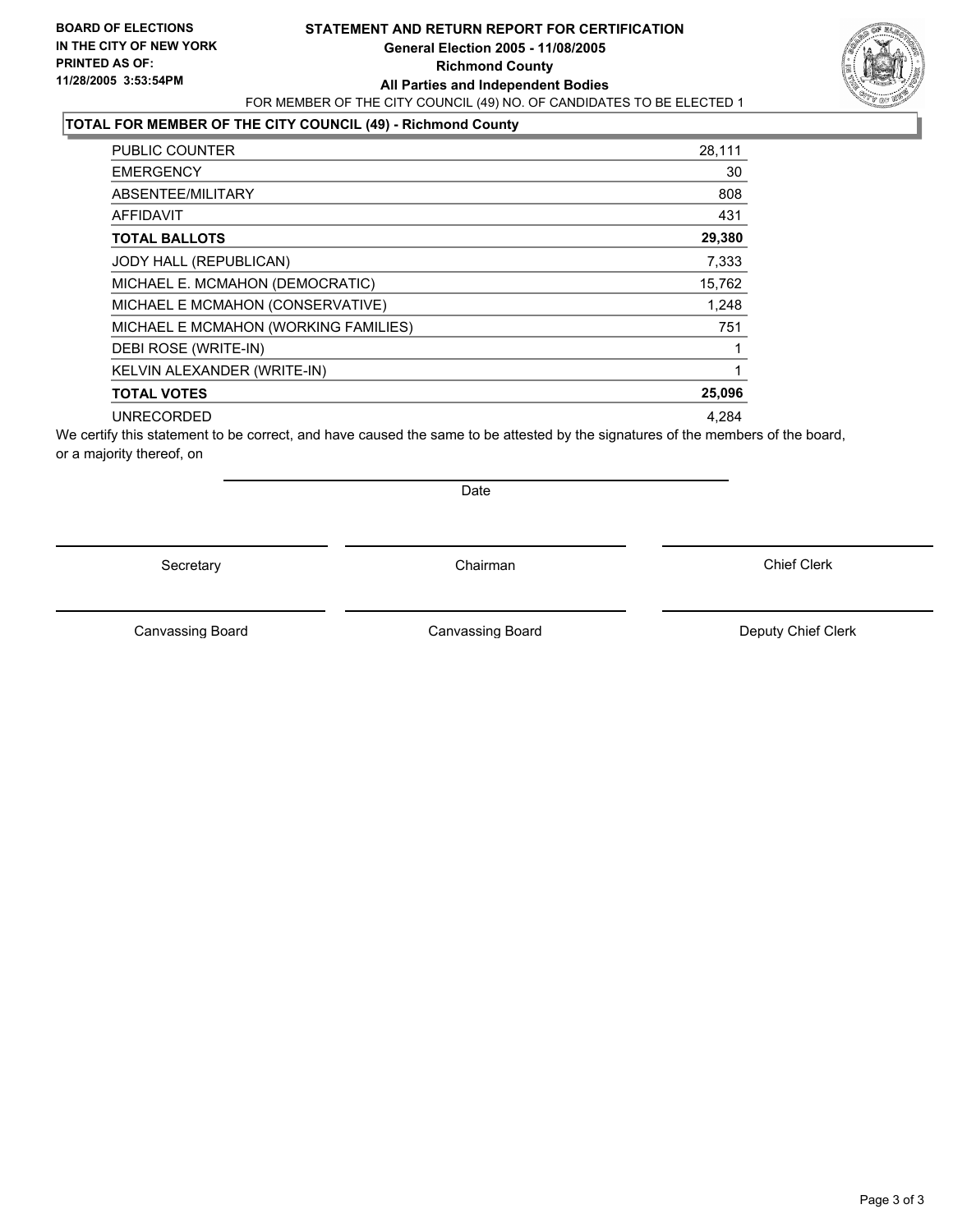**BOARD OF ELECTIONS**
**IN THE CITY OF NEW YORK**
**PRINTED AS OF:**
**11/28/2005 3:53:54PM**

# STATEMENT AND RETURN REPORT FOR CERTIFICATION

**General Election 2005 - 11/08/2005**
**Richmond County**
**All Parties and Independent Bodies**

FOR MEMBER OF THE CITY COUNCIL (49) NO. OF CANDIDATES TO BE ELECTED 1

## TOTAL FOR MEMBER OF THE CITY COUNCIL (49) - Richmond County

| | |
|---|---|
| PUBLIC COUNTER | 28,111 |
| EMERGENCY | 30 |
| ABSENTEE/MILITARY | 808 |
| AFFIDAVIT | 431 |
| **TOTAL BALLOTS** | **29,380** |
| JODY HALL (REPUBLICAN) | 7,333 |
| MICHAEL E. MCMAHON (DEMOCRATIC) | 15,762 |
| MICHAEL E MCMAHON (CONSERVATIVE) | 1,248 |
| MICHAEL E MCMAHON (WORKING FAMILIES) | 751 |
| DEBI ROSE (WRITE-IN) | 1 |
| KELVIN ALEXANDER (WRITE-IN) | 1 |
| **TOTAL VOTES** | **25,096** |
| UNRECORDED | 4,284 |

We certify this statement to be correct, and have caused the same to be attested by the signatures of the members of the board, or a majority thereof, on

Date

Secretary

Chairman

Chief Clerk

Canvassing Board

Canvassing Board

Deputy Chief Clerk